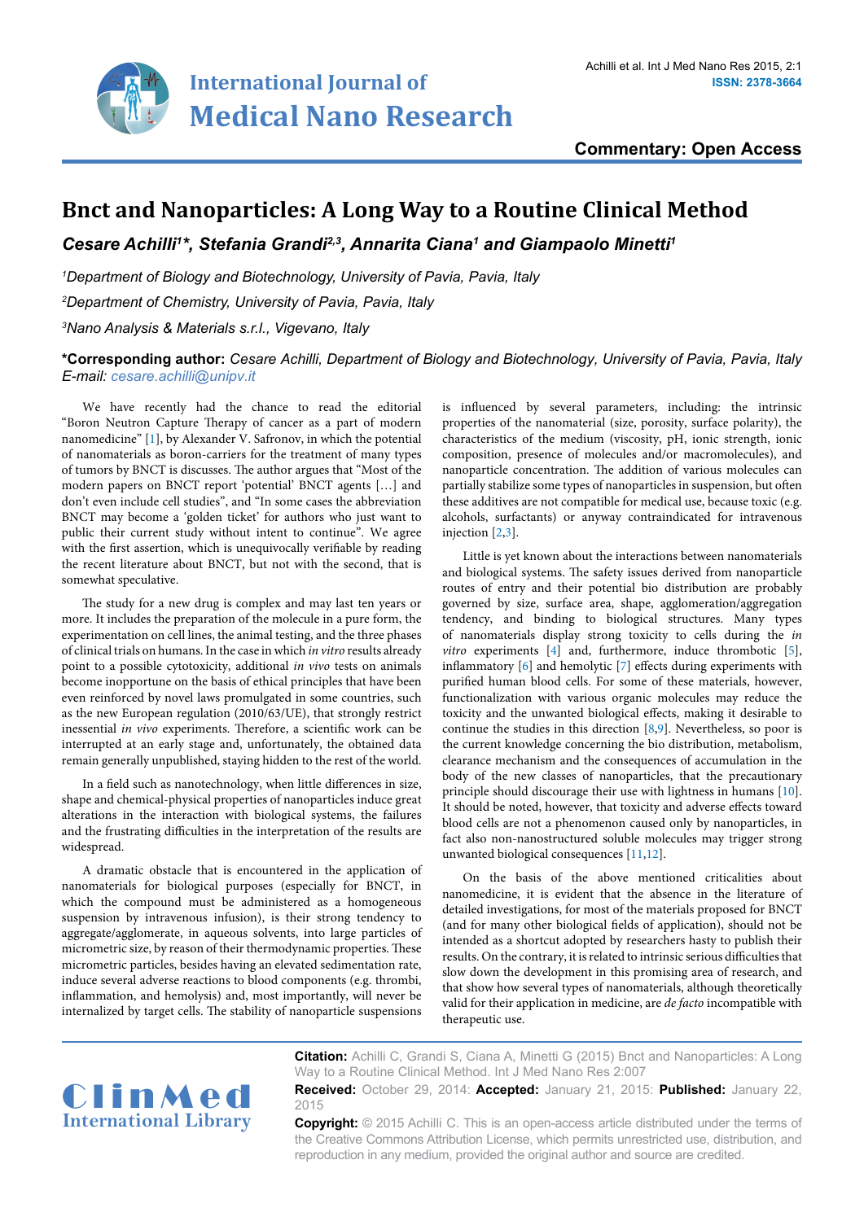Commentary: Open Access

# Bnct and Nanoparticles: A Long Way to a Routine Clinical Method

***Cesare Achilli[1]\*, Stefania Grandi[2,3], Annarita Ciana[1] and Giampaolo Minetti[1]***

*[1]Department of Biology and Biotechnology, University of Pavia, Pavia, Italy*

*[2]Department of Chemistry, University of Pavia, Pavia, Italy*

*[3]Nano Analysis & Materials s.r.l., Vigevano, Italy*

**\*Corresponding author:** *Cesare Achilli, Department of Biology and Biotechnology, University of Pavia, Pavia, Italy E-mail: cesare.achilli@unipv.it*

We have recently had the chance to read the editorial "Boron Neutron Capture Therapy of cancer as a part of modern nanomedicine" [1], by Alexander V. Safronov, in which the potential of nanomaterials as boron-carriers for the treatment of many types of tumors by BNCT is discusses. The author argues that "Most of the modern papers on BNCT report 'potential' BNCT agents […] and don't even include cell studies", and "In some cases the abbreviation BNCT may become a 'golden ticket' for authors who just want to public their current study without intent to continue". We agree with the first assertion, which is unequivocally verifiable by reading the recent literature about BNCT, but not with the second, that is somewhat speculative.

The study for a new drug is complex and may last ten years or more. It includes the preparation of the molecule in a pure form, the experimentation on cell lines, the animal testing, and the three phases of clinical trials on humans. In the case in which *in vitro* results already point to a possible cytotoxicity, additional *in vivo* tests on animals become inopportune on the basis of ethical principles that have been even reinforced by novel laws promulgated in some countries, such as the new European regulation (2010/63/UE), that strongly restrict inessential *in vivo* experiments. Therefore, a scientific work can be interrupted at an early stage and, unfortunately, the obtained data remain generally unpublished, staying hidden to the rest of the world.

In a field such as nanotechnology, when little differences in size, shape and chemical-physical properties of nanoparticles induce great alterations in the interaction with biological systems, the failures and the frustrating difficulties in the interpretation of the results are widespread.

A dramatic obstacle that is encountered in the application of nanomaterials for biological purposes (especially for BNCT, in which the compound must be administered as a homogeneous suspension by intravenous infusion), is their strong tendency to aggregate/agglomerate, in aqueous solvents, into large particles of micrometric size, by reason of their thermodynamic properties. These micrometric particles, besides having an elevated sedimentation rate, induce several adverse reactions to blood components (e.g. thrombi, inflammation, and hemolysis) and, most importantly, will never be internalized by target cells. The stability of nanoparticle suspensions is influenced by several parameters, including: the intrinsic properties of the nanomaterial (size, porosity, surface polarity), the characteristics of the medium (viscosity, pH, ionic strength, ionic composition, presence of molecules and/or macromolecules), and nanoparticle concentration. The addition of various molecules can partially stabilize some types of nanoparticles in suspension, but often these additives are not compatible for medical use, because toxic (e.g. alcohols, surfactants) or anyway contraindicated for intravenous injection [2,3].

Little is yet known about the interactions between nanomaterials and biological systems. The safety issues derived from nanoparticle routes of entry and their potential bio distribution are probably governed by size, surface area, shape, agglomeration/aggregation tendency, and binding to biological structures. Many types of nanomaterials display strong toxicity to cells during the *in vitro* experiments [4] and, furthermore, induce thrombotic [5], inflammatory [6] and hemolytic [7] effects during experiments with purified human blood cells. For some of these materials, however, functionalization with various organic molecules may reduce the toxicity and the unwanted biological effects, making it desirable to continue the studies in this direction [8,9]. Nevertheless, so poor is the current knowledge concerning the bio distribution, metabolism, clearance mechanism and the consequences of accumulation in the body of the new classes of nanoparticles, that the precautionary principle should discourage their use with lightness in humans [10]. It should be noted, however, that toxicity and adverse effects toward blood cells are not a phenomenon caused only by nanoparticles, in fact also non-nanostructured soluble molecules may trigger strong unwanted biological consequences [11,12].

On the basis of the above mentioned criticalities about nanomedicine, it is evident that the absence in the literature of detailed investigations, for most of the materials proposed for BNCT (and for many other biological fields of application), should not be intended as a shortcut adopted by researchers hasty to publish their results. On the contrary, it is related to intrinsic serious difficulties that slow down the development in this promising area of research, and that show how several types of nanomaterials, although theoretically valid for their application in medicine, are *de facto* incompatible with therapeutic use.

**Citation:** Achilli C, Grandi S, Ciana A, Minetti G (2015) Bnct and Nanoparticles: A Long Way to a Routine Clinical Method. Int J Med Nano Res 2:007

**Received:** October 29, 2014: **Accepted:** January 21, 2015: **Published:** January 22, 2015

**Copyright:** © 2015 Achilli C. This is an open-access article distributed under the terms of the Creative Commons Attribution License, which permits unrestricted use, distribution, and reproduction in any medium, provided the original author and source are credited.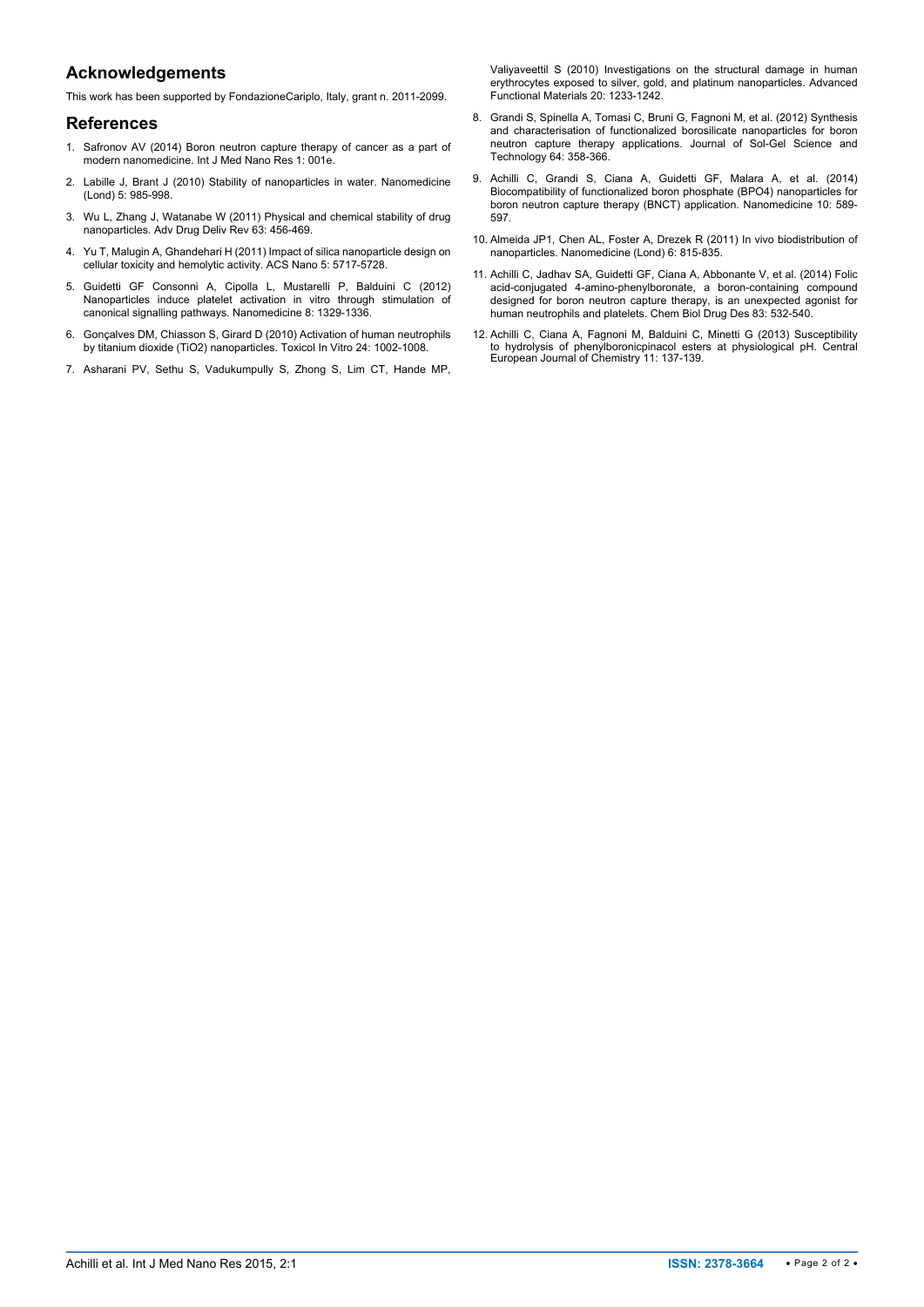## Acknowledgements

This work has been supported by FondazioneCariplo, Italy, grant n. 2011-2099.

## References

1. Safronov AV (2014) Boron neutron capture therapy of cancer as a part of modern nanomedicine. Int J Med Nano Res 1: 001e.
2. Labille J, Brant J (2010) Stability of nanoparticles in water. Nanomedicine (Lond) 5: 985-998.
3. Wu L, Zhang J, Watanabe W (2011) Physical and chemical stability of drug nanoparticles. Adv Drug Deliv Rev 63: 456-469.
4. Yu T, Malugin A, Ghandehari H (2011) Impact of silica nanoparticle design on cellular toxicity and hemolytic activity. ACS Nano 5: 5717-5728.
5. Guidetti GF Consonni A, Cipolla L, Mustarelli P, Balduini C (2012) Nanoparticles induce platelet activation in vitro through stimulation of canonical signalling pathways. Nanomedicine 8: 1329-1336.
6. Gonçalves DM, Chiasson S, Girard D (2010) Activation of human neutrophils by titanium dioxide (TiO2) nanoparticles. Toxicol In Vitro 24: 1002-1008.
7. Asharani PV, Sethu S, Vadukumpully S, Zhong S, Lim CT, Hande MP, Valiyaveettil S (2010) Investigations on the structural damage in human erythrocytes exposed to silver, gold, and platinum nanoparticles. Advanced Functional Materials 20: 1233-1242.
8. Grandi S, Spinella A, Tomasi C, Bruni G, Fagnoni M, et al. (2012) Synthesis and characterisation of functionalized borosilicate nanoparticles for boron neutron capture therapy applications. Journal of Sol-Gel Science and Technology 64: 358-366.
9. Achilli C, Grandi S, Ciana A, Guidetti GF, Malara A, et al. (2014) Biocompatibility of functionalized boron phosphate (BPO4) nanoparticles for boron neutron capture therapy (BNCT) application. Nanomedicine 10: 589-597.
10. Almeida JP1, Chen AL, Foster A, Drezek R (2011) In vivo biodistribution of nanoparticles. Nanomedicine (Lond) 6: 815-835.
11. Achilli C, Jadhav SA, Guidetti GF, Ciana A, Abbonante V, et al. (2014) Folic acid-conjugated 4-amino-phenylboronate, a boron-containing compound designed for boron neutron capture therapy, is an unexpected agonist for human neutrophils and platelets. Chem Biol Drug Des 83: 532-540.
12. Achilli C, Ciana A, Fagnoni M, Balduini C, Minetti G (2013) Susceptibility to hydrolysis of phenylboronicpinacol esters at physiological pH. Central European Journal of Chemistry 11: 137-139.